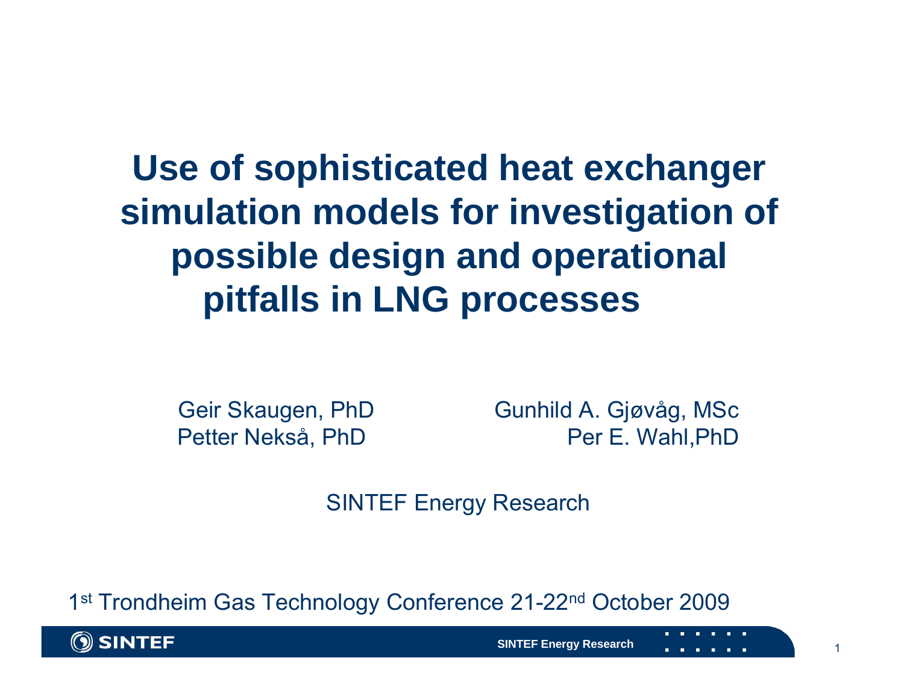# Use of sophisticated heat exchanger simulation models for investigation of possible design and operational pitfalls in LNG processes

Geir Skaugen, PhD
Petter Nekså, PhD

Gunhild A. Gjøvåg, MSc
Per E. Wahl,PhD

SINTEF Energy Research

1st Trondheim Gas Technology Conference 21-22nd October 2009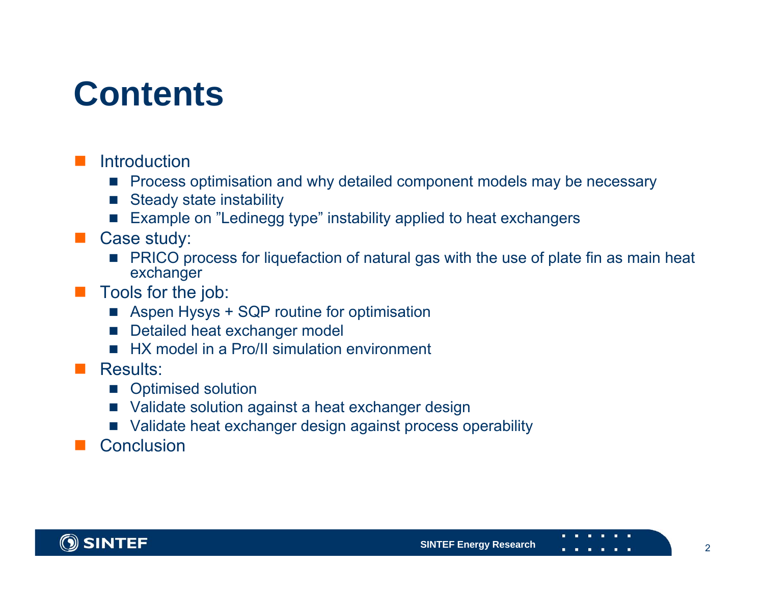# Contents

- Introduction
  - Process optimisation and why detailed component models may be necessary
  - Steady state instability
  - Example on ”Ledinegg type” instability applied to heat exchangers
- Case study:
  - PRICO process for liquefaction of natural gas with the use of plate fin as main heat exchanger
- Tools for the job:
  - Aspen Hysys + SQP routine for optimisation
  - Detailed heat exchanger model
  - HX model in a Pro/II simulation environment
- Results:
  - Optimised solution
  - Validate solution against a heat exchanger design
  - Validate heat exchanger design against process operability
- Conclusion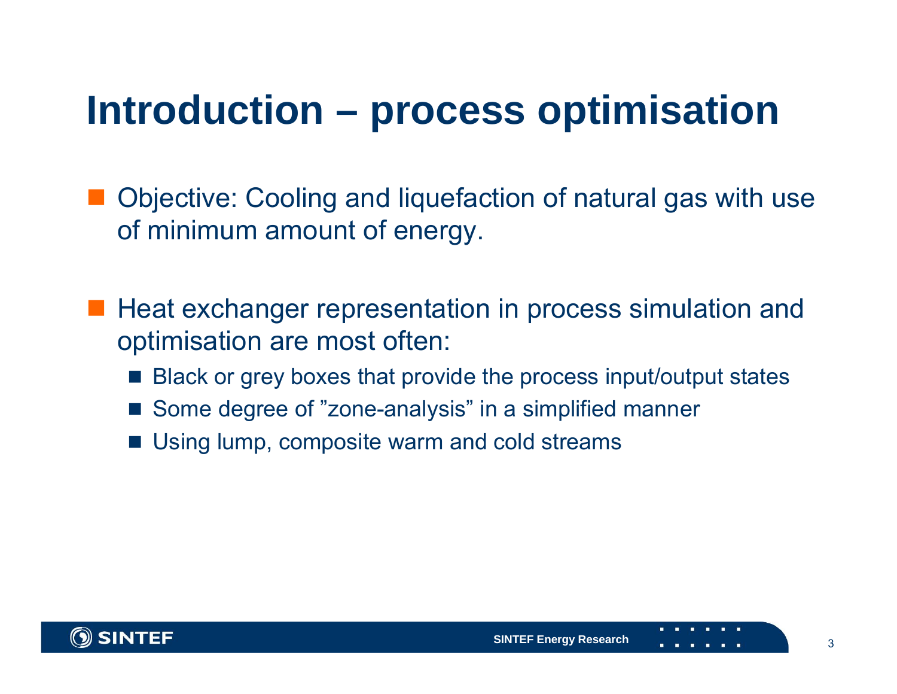# Introduction – process optimisation

- Objective: Cooling and liquefaction of natural gas with use of minimum amount of energy.

- Heat exchanger representation in process simulation and optimisation are most often:
  - Black or grey boxes that provide the process input/output states
  - Some degree of ”zone-analysis” in a simplified manner
  - Using lump, composite warm and cold streams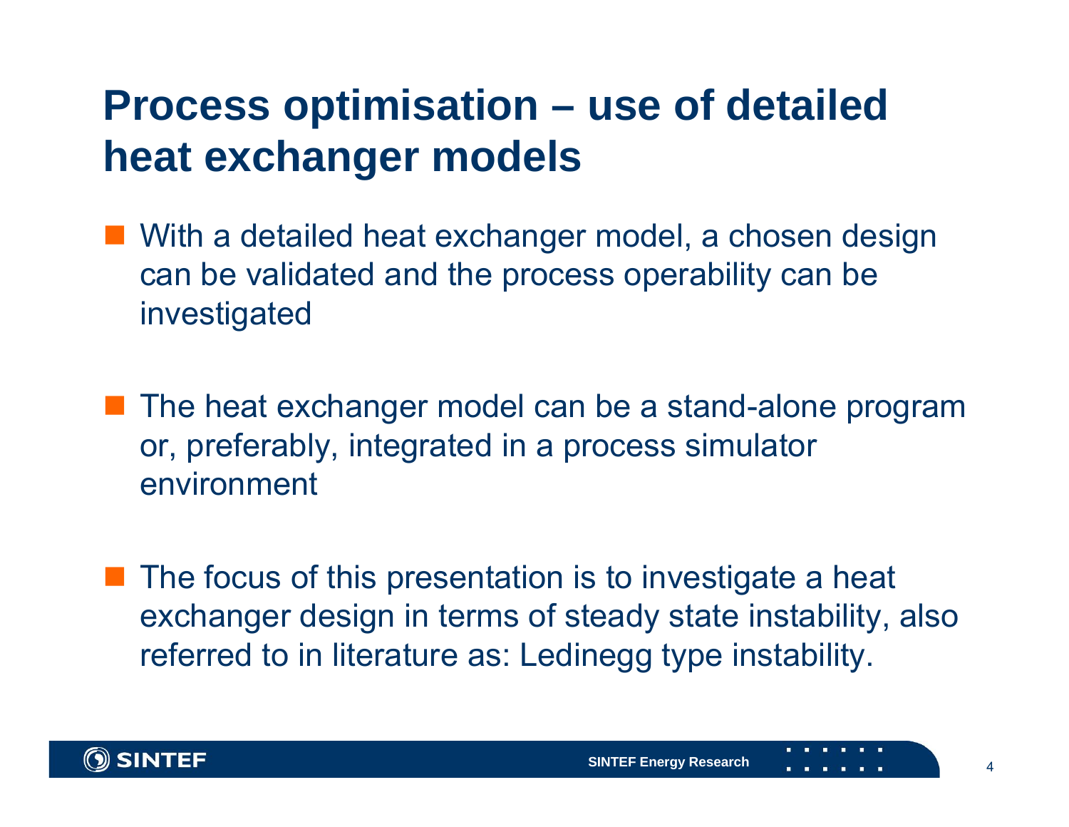# Process optimisation – use of detailed heat exchanger models

- With a detailed heat exchanger model, a chosen design can be validated and the process operability can be investigated

- The heat exchanger model can be a stand-alone program or, preferably, integrated in a process simulator environment

- The focus of this presentation is to investigate a heat exchanger design in terms of steady state instability, also referred to in literature as: Ledinegg type instability.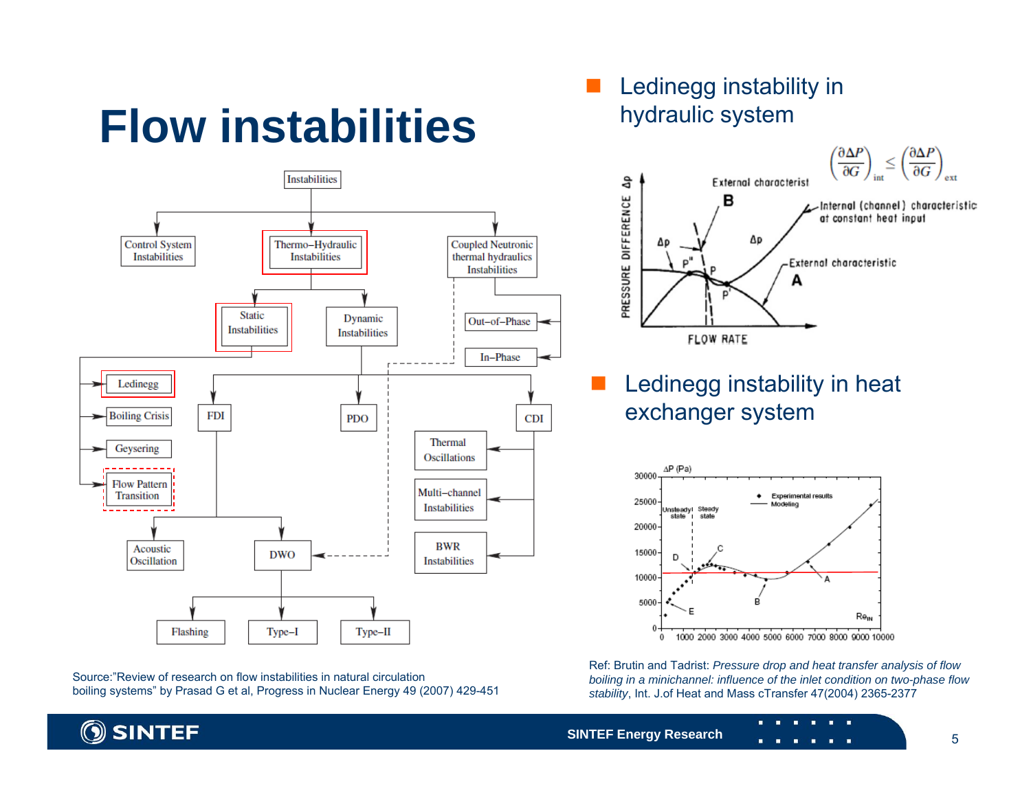# Flow instabilities

Instabilities
- Control System Instabilities
- Thermo–Hydraulic Instabilities
  - Static Instabilities
    - Ledinegg
    - Boiling Crisis
    - Geysering
    - Flow Pattern Transition
  - Dynamic Instabilities
    - FDI
      - Acoustic Oscillation
      - DWO
        - Flashing
        - Type–I
        - Type–II
    - PDO
    - CDI
      - Thermal Oscillations
      - Multi–channel Instabilities
      - BWR Instabilities
- Coupled Neutronic thermal hydraulics Instabilities
  - Out–of–Phase
  - In–Phase

Source:"Review of research on flow instabilities in natural circulation boiling systems" by Prasad G et al, Progress in Nuclear Energy 49 (2007) 429-451

- Ledinegg instability in hydraulic system

$$\left(\frac{\partial \Delta P}{\partial G}\right)_{int} \leq \left(\frac{\partial \Delta P}{\partial G}\right)_{ext}$$

- Ledinegg instability in heat exchanger system

Ref: Brutin and Tadrist: *Pressure drop and heat transfer analysis of flow boiling in a minichannel: influence of the inlet condition on two-phase flow stability*, Int. J.of Heat and Mass cTransfer 47(2004) 2365-2377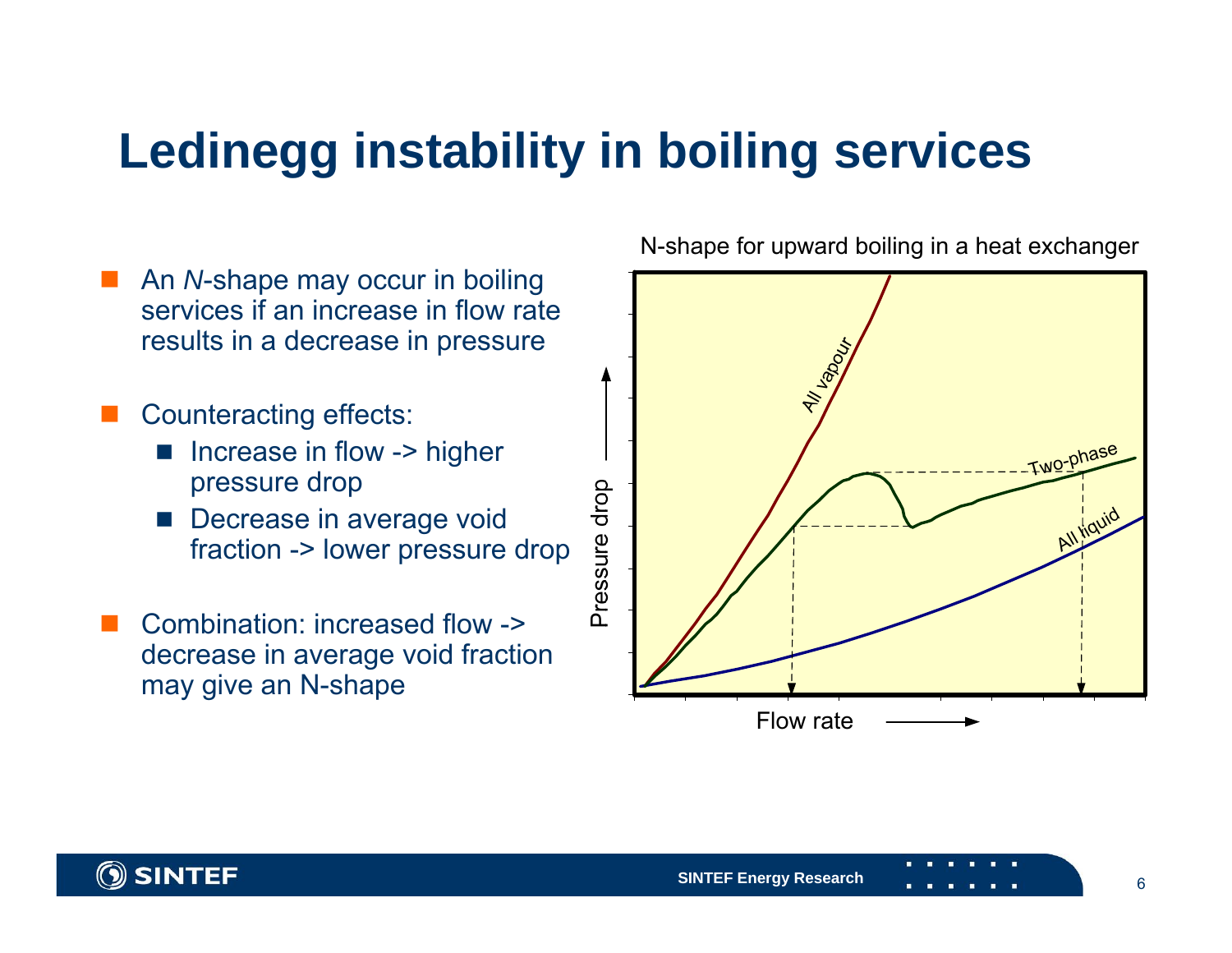# Ledinegg instability in boiling services

- An *N*-shape may occur in boiling services if an increase in flow rate results in a decrease in pressure
- Counteracting effects:
  - Increase in flow -> higher pressure drop
  - Decrease in average void fraction -> lower pressure drop
- Combination: increased flow -> decrease in average void fraction may give an N-shape

N-shape for upward boiling in a heat exchanger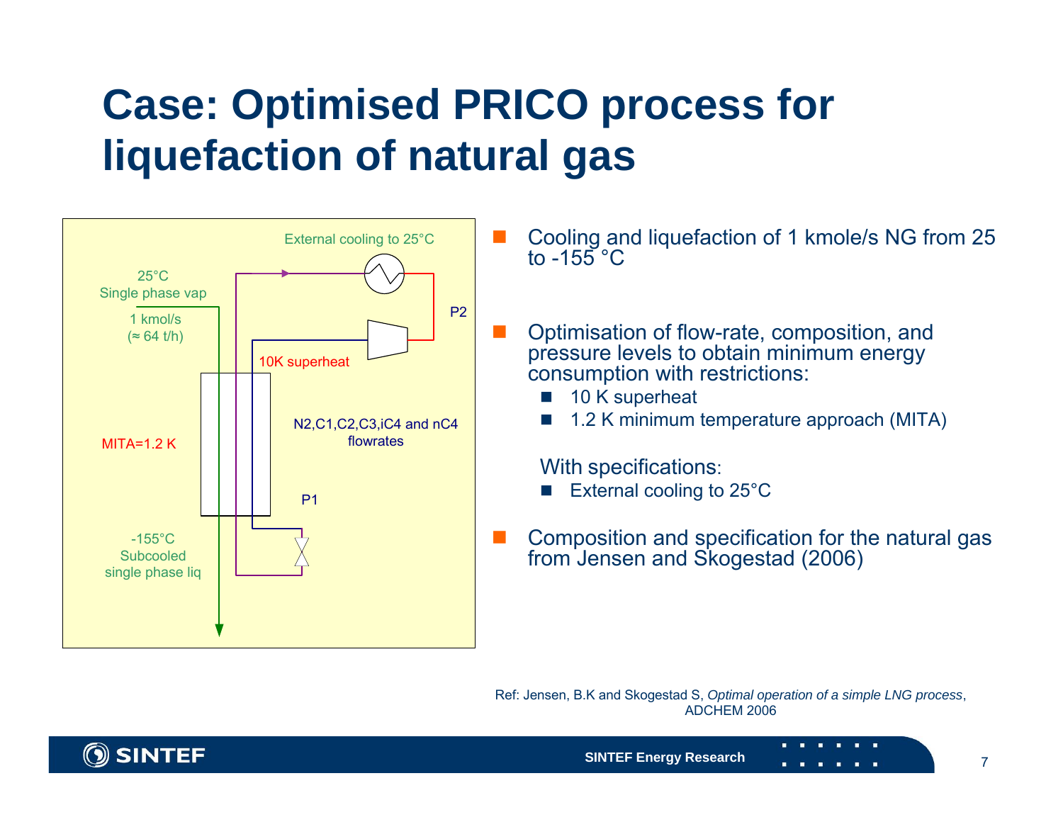# Case: Optimised PRICO process for liquefaction of natural gas

External cooling to 25°C

25°C
Single phase vap

1 kmol/s
(≈ 64 t/h)

P2

10K superheat

MITA=1.2 K

N2,C1,C2,C3,iC4 and nC4 flowrates

P1

-155°C
Subcooled
single phase liq

- Cooling and liquefaction of 1 kmole/s NG from 25 to -155 °C
- Optimisation of flow-rate, composition, and pressure levels to obtain minimum energy consumption with restrictions:
  - 10 K superheat
  - 1.2 K minimum temperature approach (MITA)

  With specifications:
  - External cooling to 25°C
- Composition and specification for the natural gas from Jensen and Skogestad (2006)

Ref: Jensen, B.K and Skogestad S, *Optimal operation of a simple LNG process*, ADCHEM 2006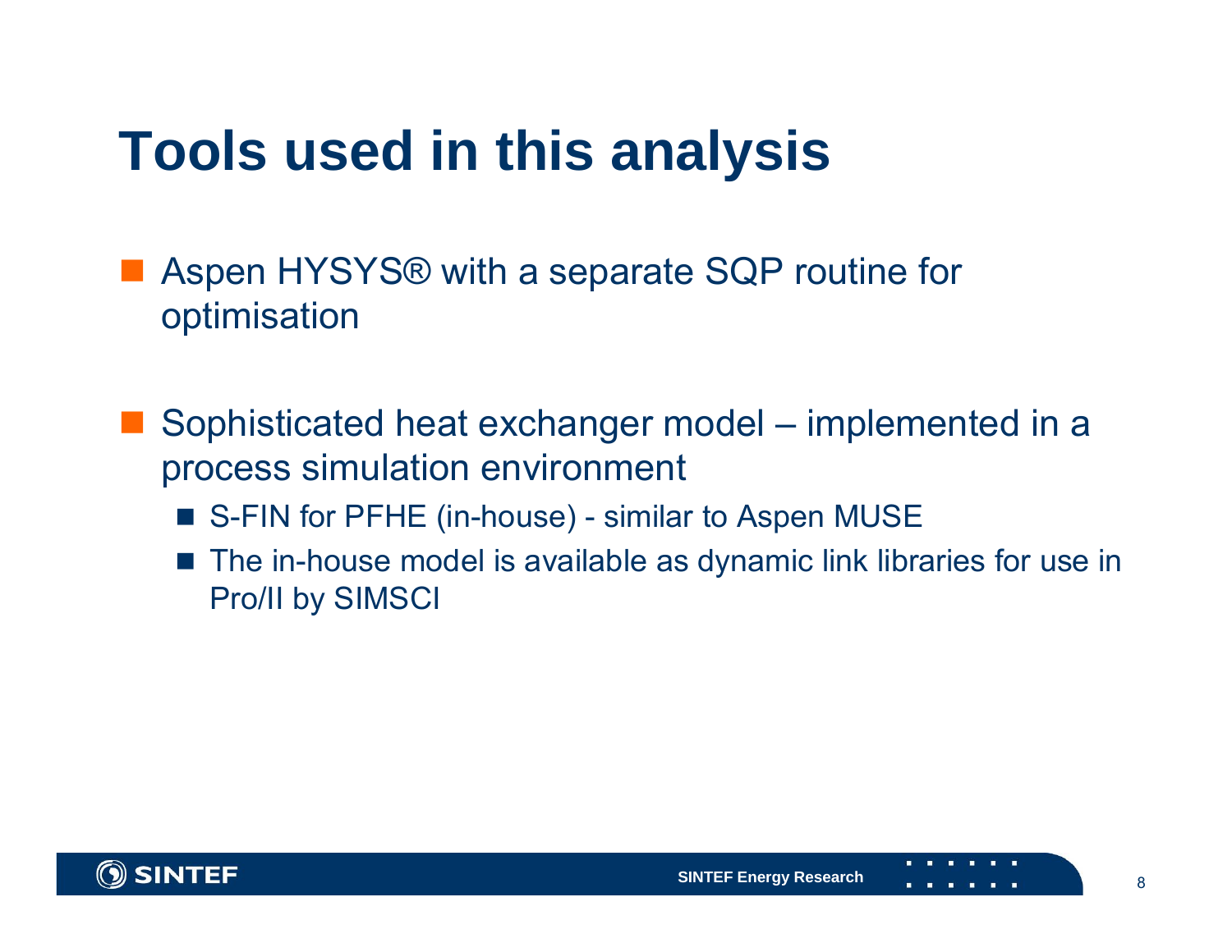# Tools used in this analysis

- Aspen HYSYS® with a separate SQP routine for optimisation
- Sophisticated heat exchanger model – implemented in a process simulation environment
  - S-FIN for PFHE (in-house) - similar to Aspen MUSE
  - The in-house model is available as dynamic link libraries for use in Pro/II by SIMSCI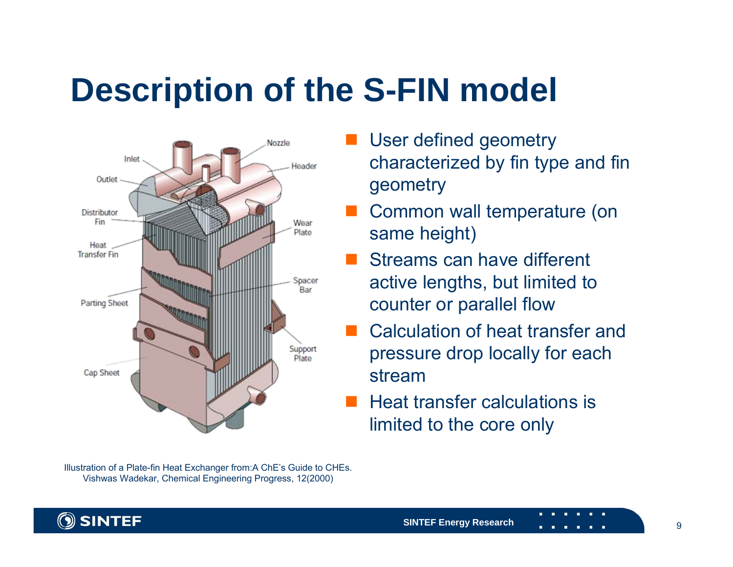# Description of the S-FIN model

- User defined geometry characterized by fin type and fin geometry
- Common wall temperature (on same height)
- Streams can have different active lengths, but limited to counter or parallel flow
- Calculation of heat transfer and pressure drop locally for each stream
- Heat transfer calculations is limited to the core only

Illustration of a Plate-fin Heat Exchanger from:A ChE's Guide to CHEs. Vishwas Wadekar, Chemical Engineering Progress, 12(2000)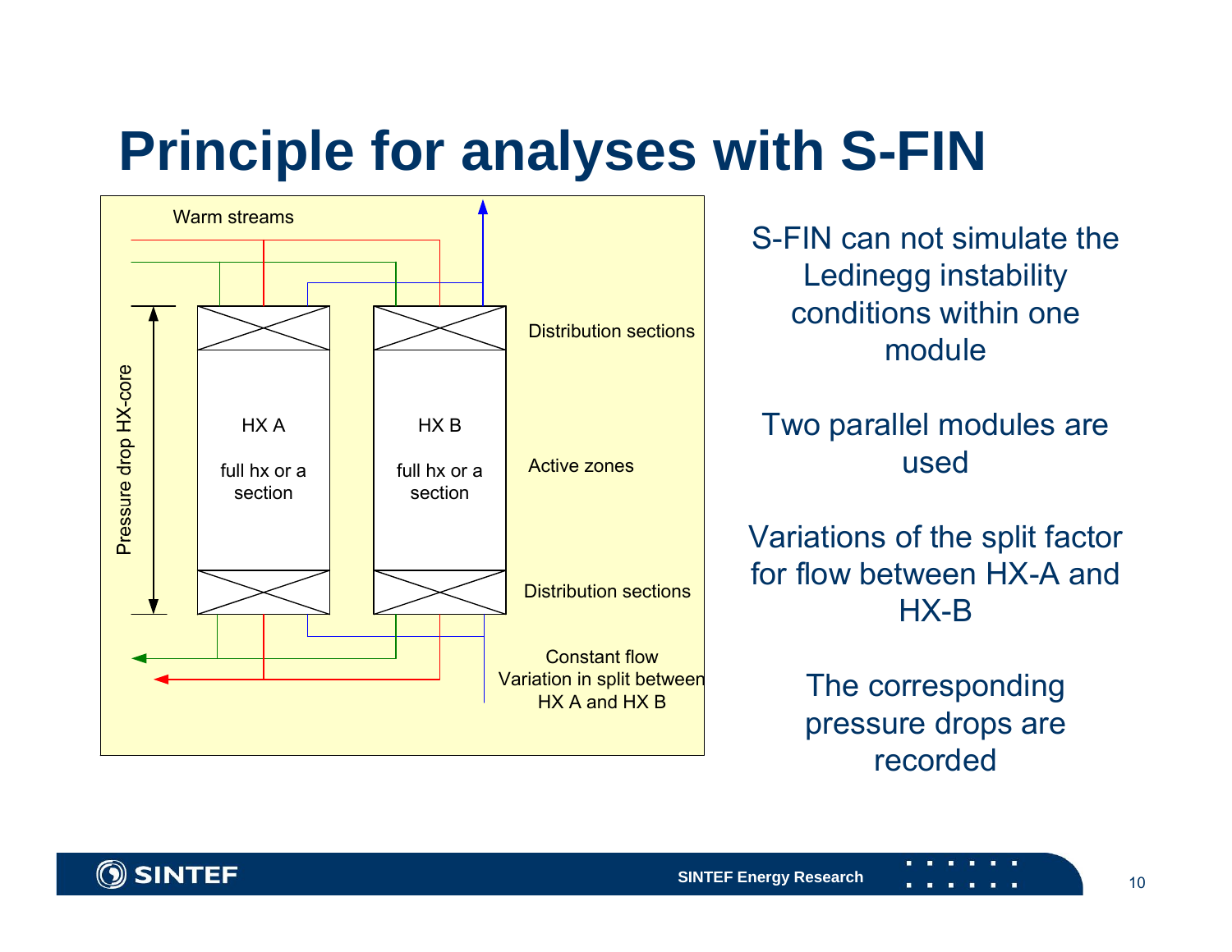# Principle for analyses with S-FIN

Warm streams

Pressure drop HX-core

HX A

full hx or a section

HX B

full hx or a section

Distribution sections

Active zones

Distribution sections

Constant flow
Variation in split between HX A and HX B

S-FIN can not simulate the Ledinegg instability conditions within one module

Two parallel modules are used

Variations of the split factor for flow between HX-A and HX-B

The corresponding pressure drops are recorded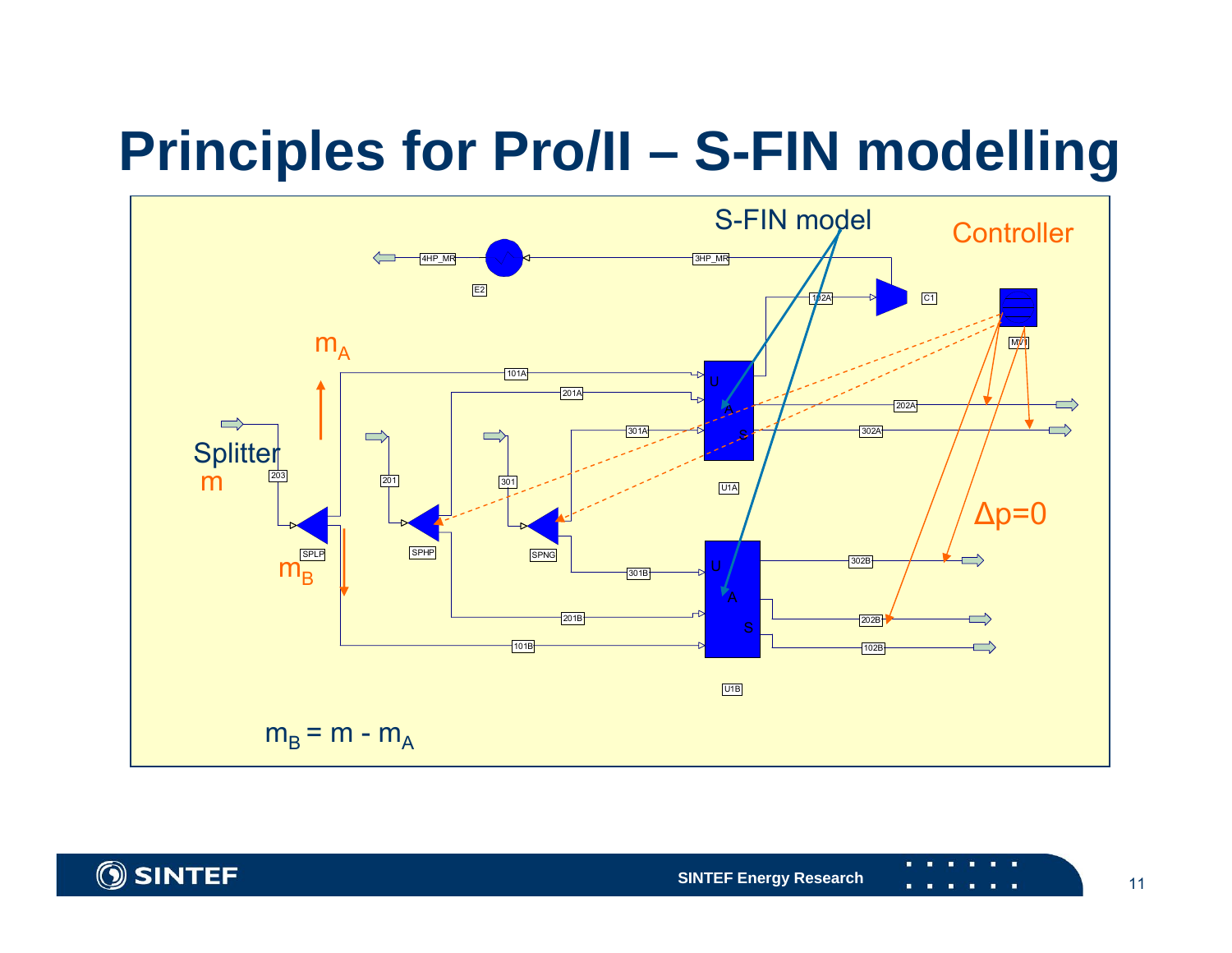# Principles for Pro/II – S-FIN modelling

S-FIN model

Controller

$m_A$

Splitter

$m$

$m_B$

$\Delta p=0$

4HP_MR, E2, 3HP_MR, 102A, C1, MV1, 101A, 201A, 301A, 202A, 302A, U1A, 203, 201, 301, SPLP, SPHP, SPNG, 301B, 302B, 201B, 202B, 101B, 102B, U1B

$m_B = m - m_A$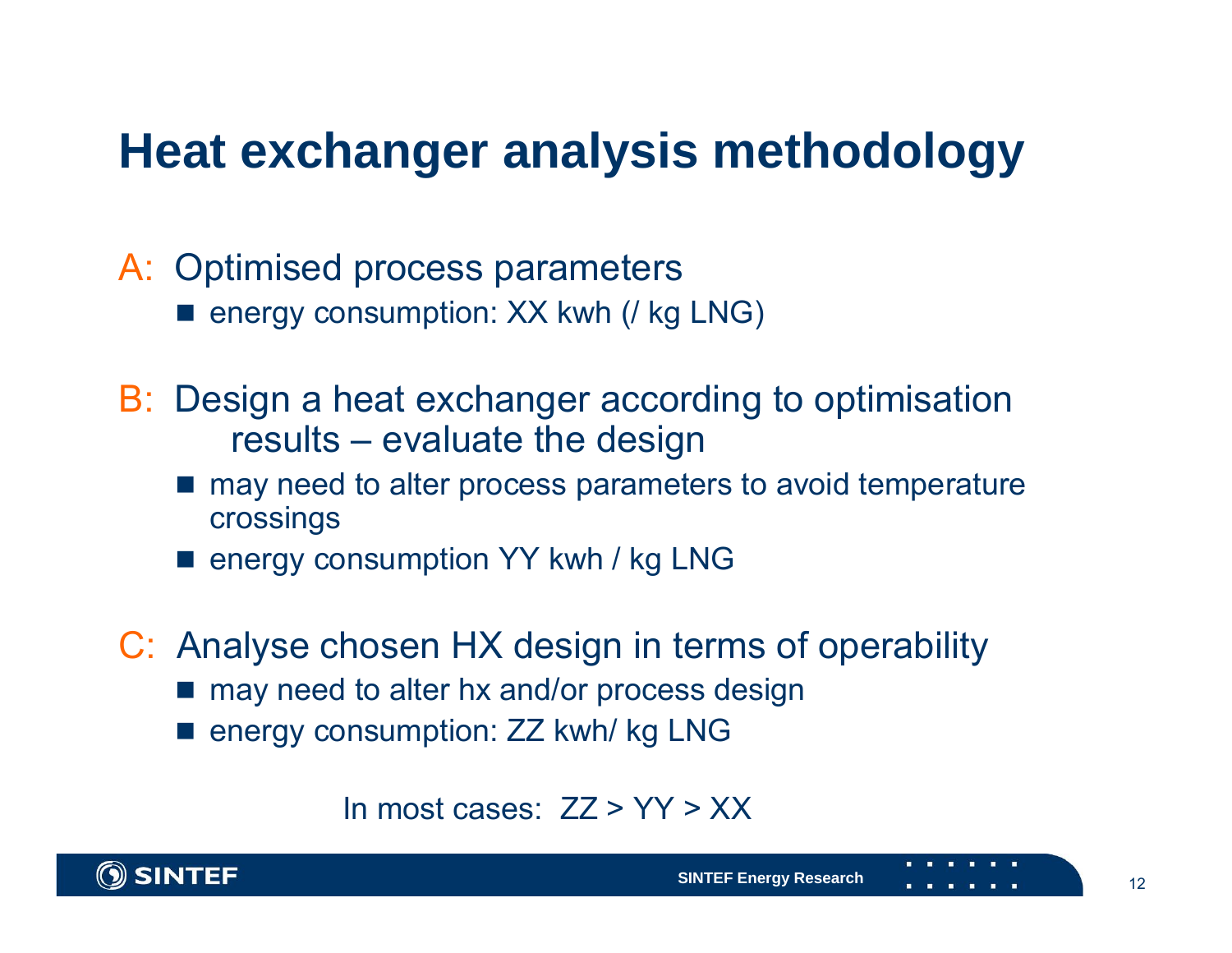# Heat exchanger analysis methodology

A: Optimised process parameters

- energy consumption: XX kwh (/ kg LNG)

B: Design a heat exchanger according to optimisation results – evaluate the design

- may need to alter process parameters to avoid temperature crossings
- energy consumption YY kwh / kg LNG

C: Analyse chosen HX design in terms of operability

- may need to alter hx and/or process design
- energy consumption: ZZ kwh/ kg LNG

In most cases: ZZ > YY > XX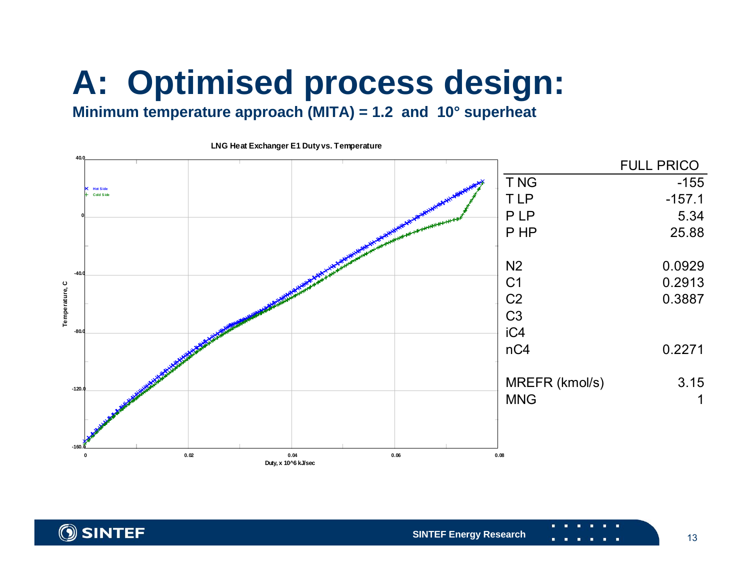# A: Optimised process design:

**Minimum temperature approach (MITA) = 1.2 and 10° superheat**

LNG Heat Exchanger E1 Duty vs. Temperature

| | FULL PRICO |
|---|---|
| T NG | -155 |
| T LP | -157.1 |
| P LP | 5.34 |
| P HP | 25.88 |
| | |
| N2 | 0.0929 |
| C1 | 0.2913 |
| C2 | 0.3887 |
| C3 | |
| iC4 | |
| nC4 | 0.2271 |
| | |
| MREFR (kmol/s) | 3.15 |
| MNG | 1 |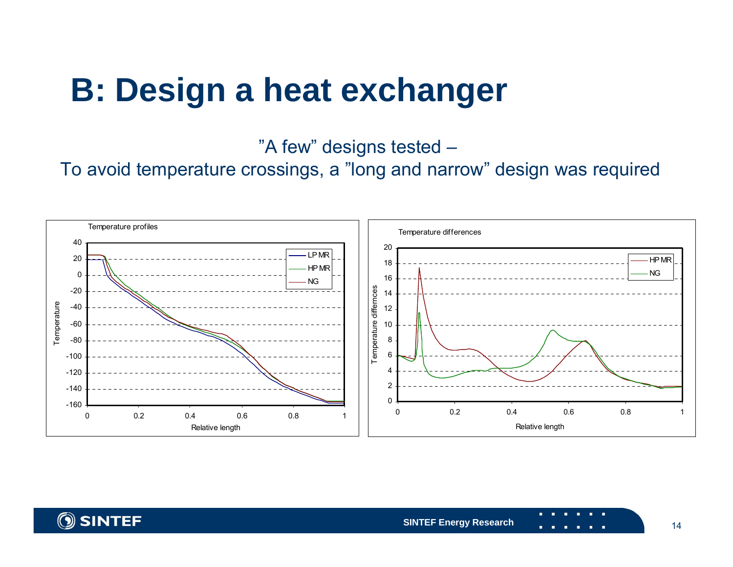# B: Design a heat exchanger

”A few” designs tested –
To avoid temperature crossings, a ”long and narrow” design was required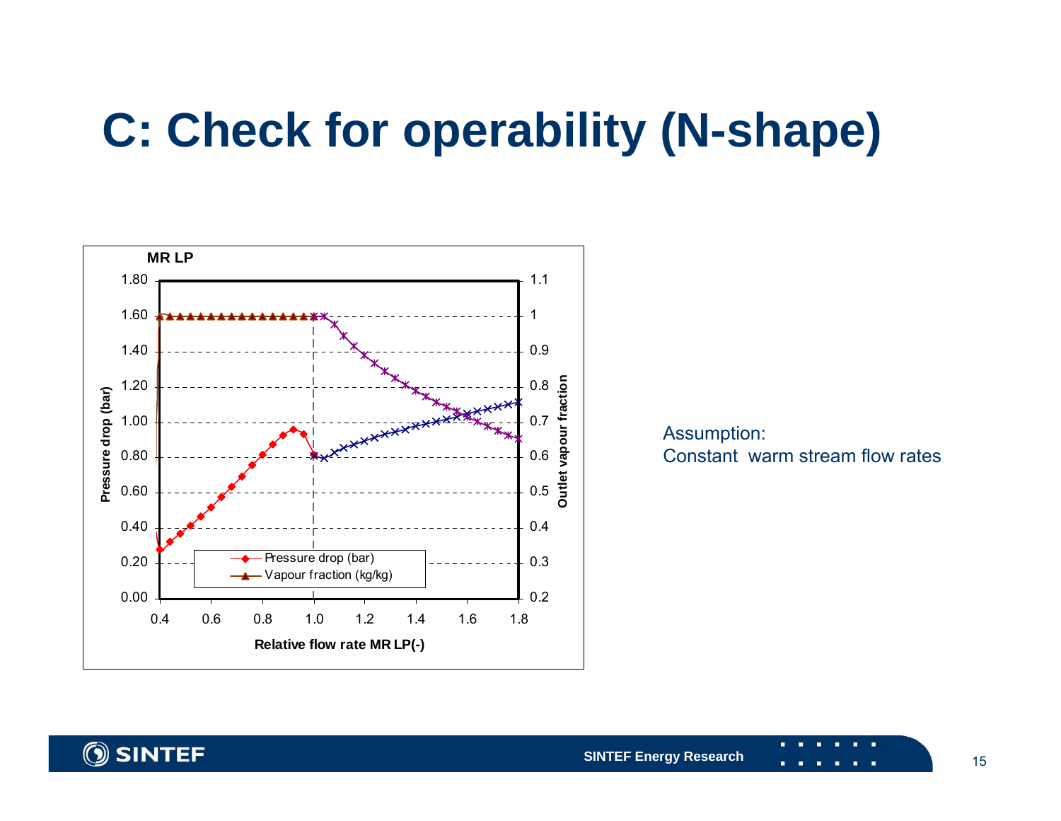# C: Check for operability (N-shape)

Assumption:
Constant warm stream flow rates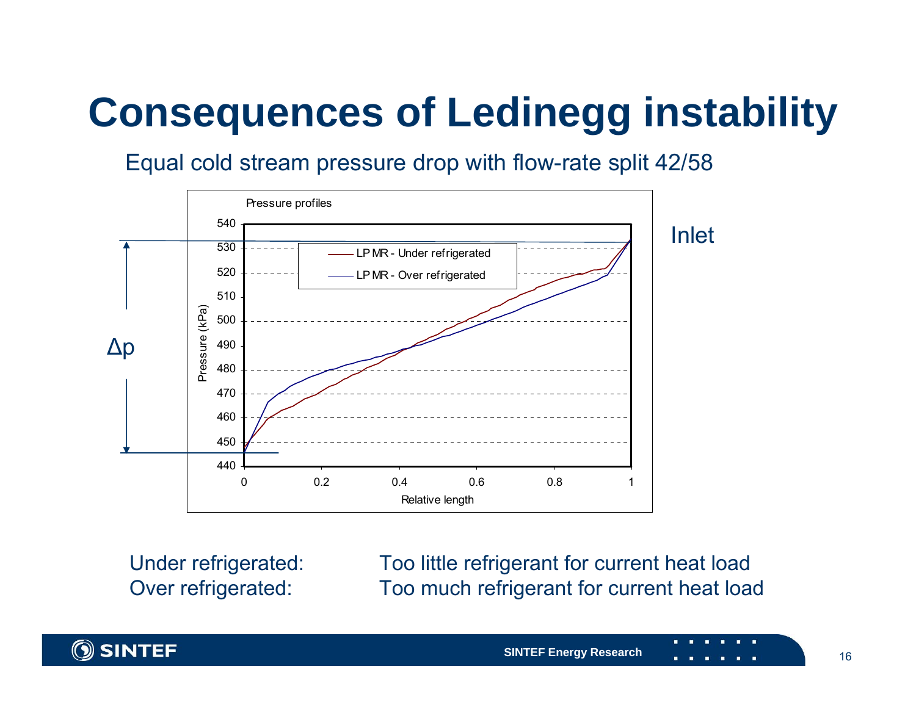# Consequences of Ledinegg instability

Equal cold stream pressure drop with flow-rate split 42/58

Pressure profiles

Inlet

$\Delta p$

LP MR - Under refrigerated

LP MR - Over refrigerated

Pressure (kPa)

Relative length

Under refrigerated: Too little refrigerant for current heat load

Over refrigerated: Too much refrigerant for current heat load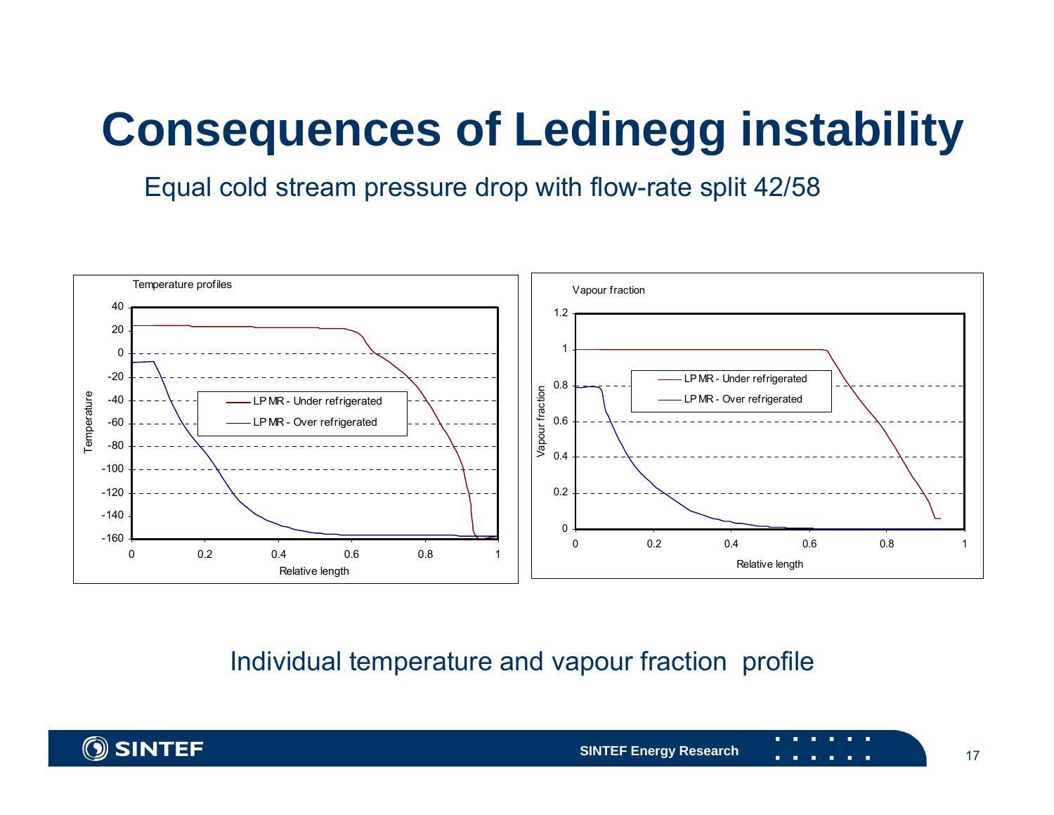# Consequences of Ledinegg instability

Equal cold stream pressure drop with flow-rate split 42/58

Individual temperature and vapour fraction profile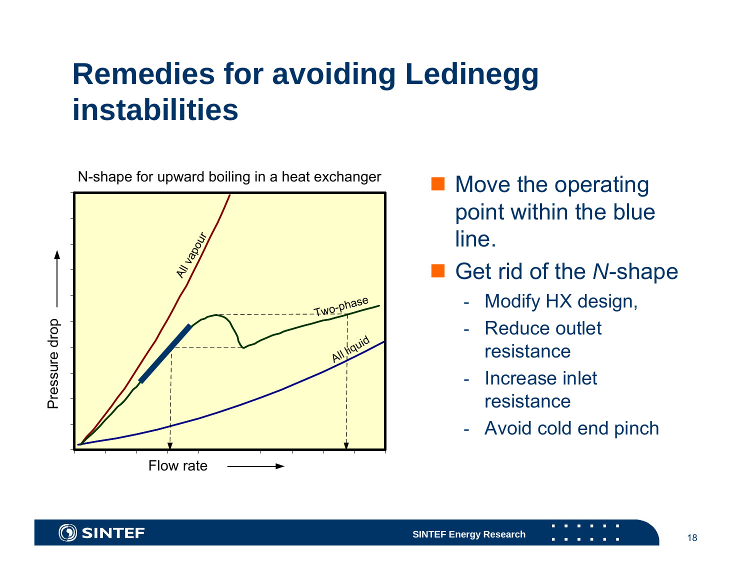# Remedies for avoiding Ledinegg instabilities

N-shape for upward boiling in a heat exchanger

- Move the operating point within the blue line.
- Get rid of the *N*-shape
  - Modify HX design,
  - Reduce outlet resistance
  - Increase inlet resistance
  - Avoid cold end pinch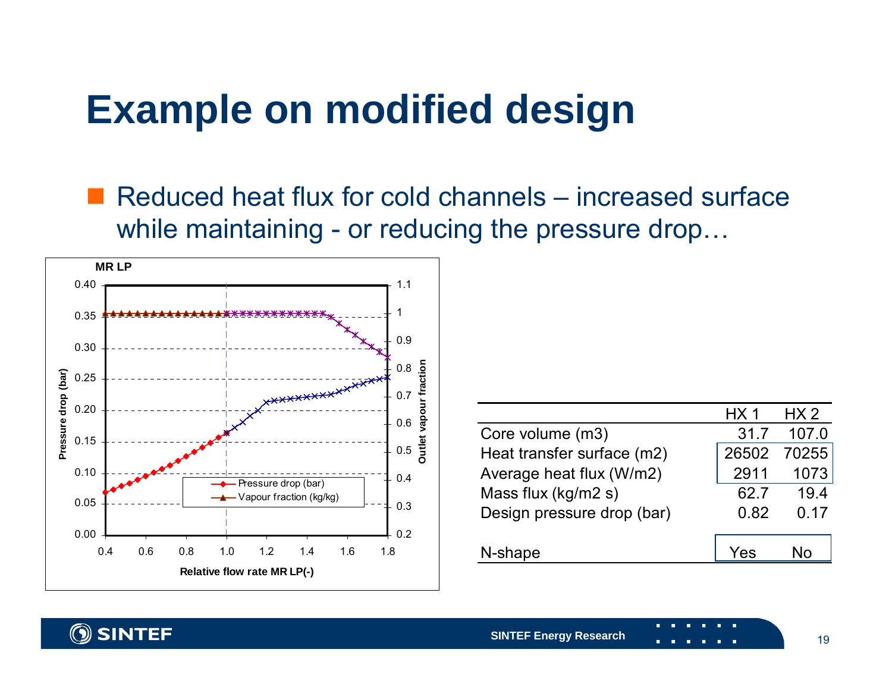# Example on modified design

- Reduced heat flux for cold channels – increased surface while maintaining - or reducing the pressure drop…

|  | HX 1 | HX 2 |
|---|---|---|
| Core volume (m3) | 31.7 | 107.0 |
| Heat transfer surface (m2) | 26502 | 70255 |
| Average heat flux (W/m2) | 2911 | 1073 |
| Mass flux (kg/m2 s) | 62.7 | 19.4 |
| Design pressure drop (bar) | 0.82 | 0.17 |
| N-shape | Yes | No |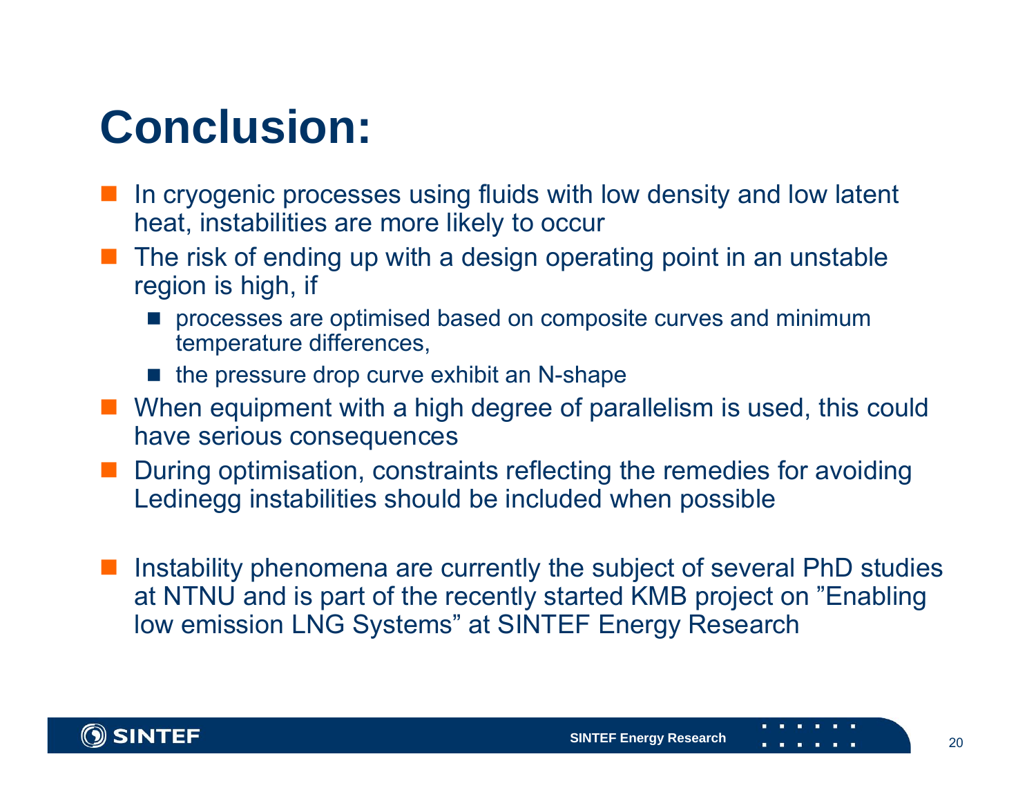# Conclusion:

- In cryogenic processes using fluids with low density and low latent heat, instabilities are more likely to occur
- The risk of ending up with a design operating point in an unstable region is high, if
  - processes are optimised based on composite curves and minimum temperature differences,
  - the pressure drop curve exhibit an N-shape
- When equipment with a high degree of parallelism is used, this could have serious consequences
- During optimisation, constraints reflecting the remedies for avoiding Ledinegg instabilities should be included when possible

- Instability phenomena are currently the subject of several PhD studies at NTNU and is part of the recently started KMB project on ”Enabling low emission LNG Systems” at SINTEF Energy Research